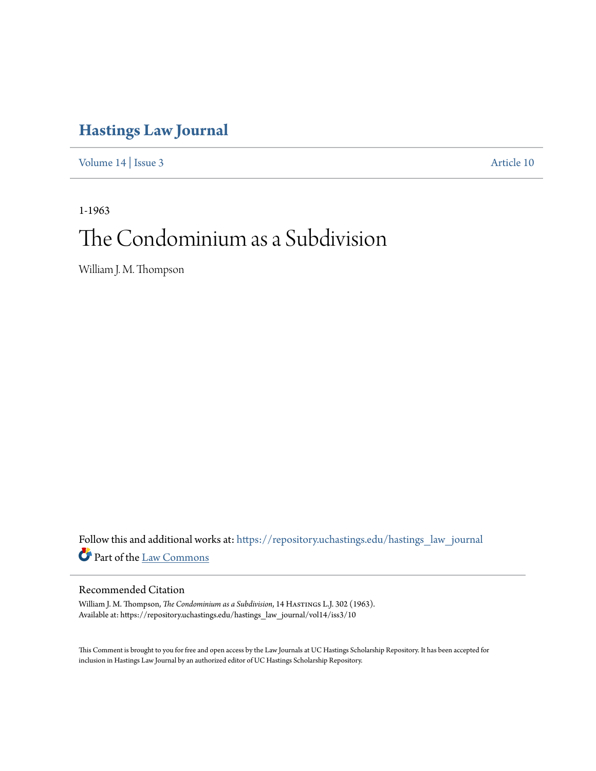# Hastings Law Journal

Volume 14 | Issue 3 Article 10

1-1963

# The Condominium as a Subdivision

William J. M. Thompson

Follow this and additional works at: https://repository.uchastings.edu/hastings_law_journal

Part of the Law Commons

## Recommended Citation

William J. M. Thompson, *The Condominium as a Subdivision*, 14 Hastings L.J. 302 (1963).
Available at: https://repository.uchastings.edu/hastings_law_journal/vol14/iss3/10

This Comment is brought to you for free and open access by the Law Journals at UC Hastings Scholarship Repository. It has been accepted for inclusion in Hastings Law Journal by an authorized editor of UC Hastings Scholarship Repository.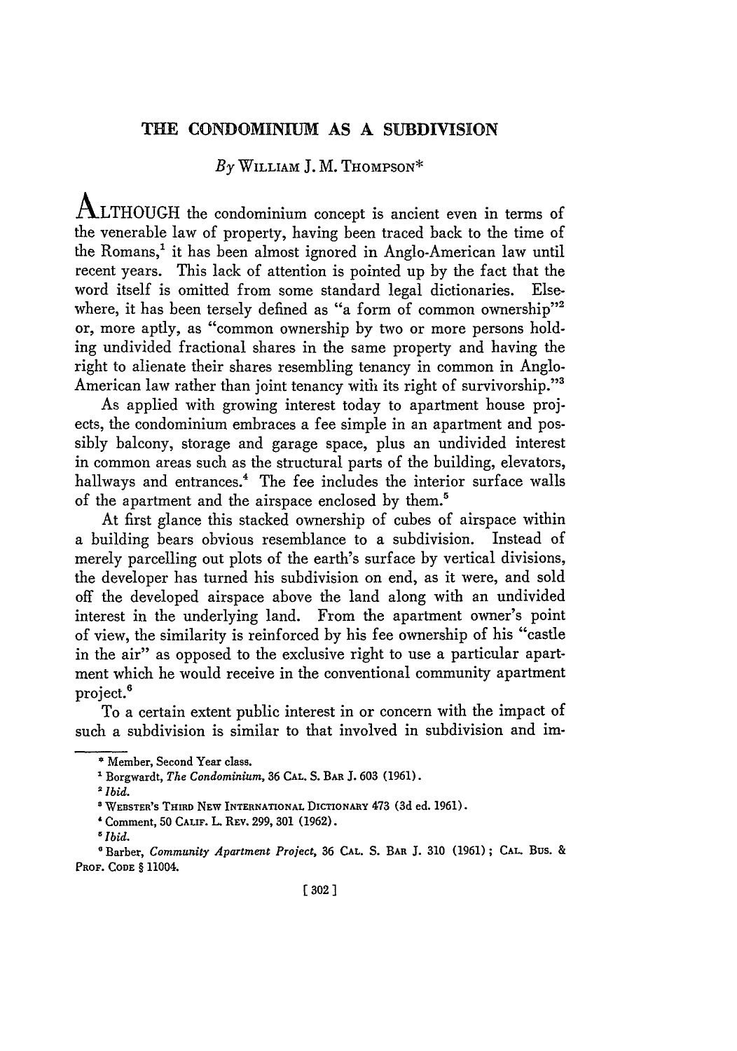# THE CONDOMINIUM AS A SUBDIVISION

*By* WILLIAM J. M. THOMPSON*

ALTHOUGH the condominium concept is ancient even in terms of the venerable law of property, having been traced back to the time of the Romans,[1] it has been almost ignored in Anglo-American law until recent years. This lack of attention is pointed up by the fact that the word itself is omitted from some standard legal dictionaries. Elsewhere, it has been tersely defined as "a form of common ownership"[2] or, more aptly, as "common ownership by two or more persons holding undivided fractional shares in the same property and having the right to alienate their shares resembling tenancy in common in Anglo-American law rather than joint tenancy with its right of survivorship."[3]

As applied with growing interest today to apartment house projects, the condominium embraces a fee simple in an apartment and possibly balcony, storage and garage space, plus an undivided interest in common areas such as the structural parts of the building, elevators, hallways and entrances.[4] The fee includes the interior surface walls of the apartment and the airspace enclosed by them.[5]

At first glance this stacked ownership of cubes of airspace within a building bears obvious resemblance to a subdivision. Instead of merely parcelling out plots of the earth's surface by vertical divisions, the developer has turned his subdivision on end, as it were, and sold off the developed airspace above the land along with an undivided interest in the underlying land. From the apartment owner's point of view, the similarity is reinforced by his fee ownership of his "castle in the air" as opposed to the exclusive right to use a particular apartment which he would receive in the conventional community apartment project.[6]

To a certain extent public interest in or concern with the impact of such a subdivision is similar to that involved in subdivision and im-

---

\* Member, Second Year class.

[1] Borgwardt, *The Condominium*, 36 CAL. S. BAR J. 603 (1961).

[2] *Ibid.*

[3] WEBSTER'S THIRD NEW INTERNATIONAL DICTIONARY 473 (3d ed. 1961).

[4] Comment, 50 CALIF. L. REV. 299, 301 (1962).

[5] *Ibid.*

[6] Barber, *Community Apartment Project*, 36 CAL. S. BAR J. 310 (1961); CAL. BUS. & PROF. CODE § 11004.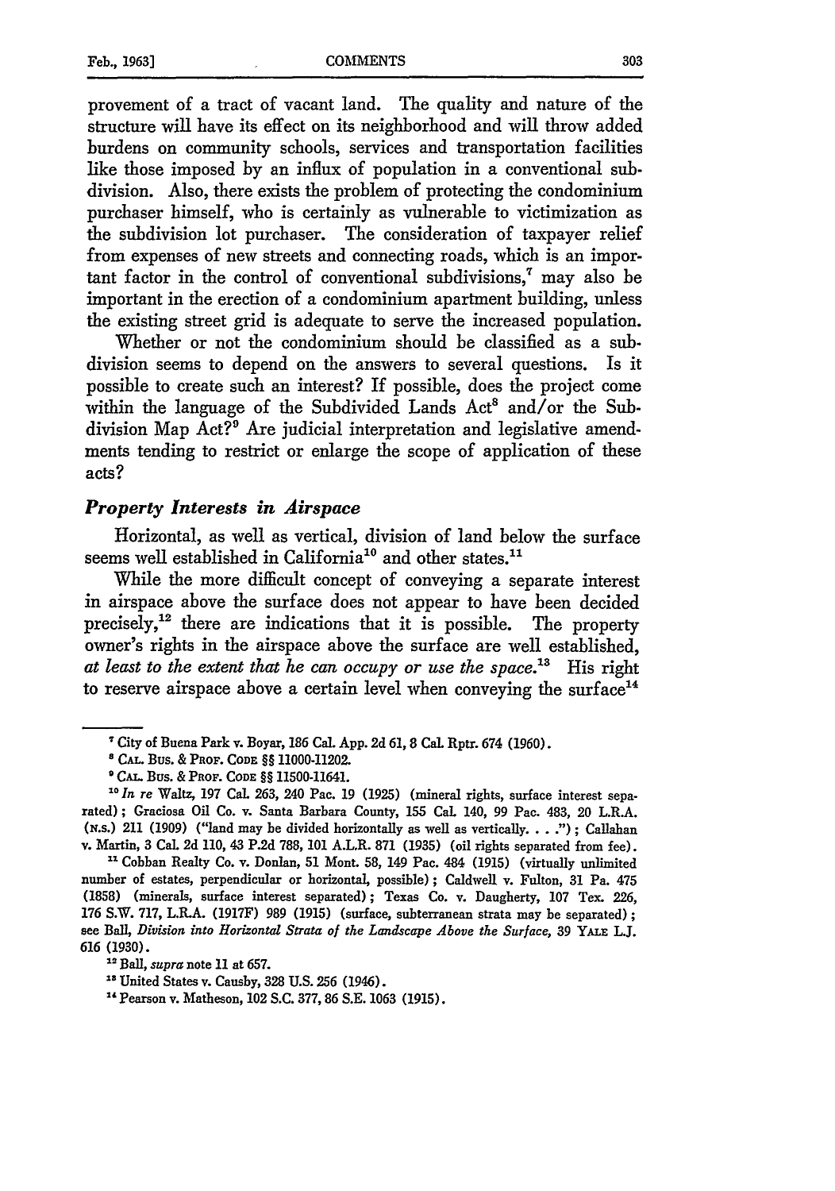provement of a tract of vacant land. The quality and nature of the structure will have its effect on its neighborhood and will throw added burdens on community schools, services and transportation facilities like those imposed by an influx of population in a conventional subdivision. Also, there exists the problem of protecting the condominium purchaser himself, who is certainly as vulnerable to victimization as the subdivision lot purchaser. The consideration of taxpayer relief from expenses of new streets and connecting roads, which is an important factor in the control of conventional subdivisions,[7] may also be important in the erection of a condominium apartment building, unless the existing street grid is adequate to serve the increased population.

Whether or not the condominium should be classified as a subdivision seems to depend on the answers to several questions. Is it possible to create such an interest? If possible, does the project come within the language of the Subdivided Lands Act[8] and/or the Subdivision Map Act?[9] Are judicial interpretation and legislative amendments tending to restrict or enlarge the scope of application of these acts?

### *Property Interests in Airspace*

Horizontal, as well as vertical, division of land below the surface seems well established in California[10] and other states.[11]

While the more difficult concept of conveying a separate interest in airspace above the surface does not appear to have been decided precisely,[12] there are indications that it is possible. The property owner's rights in the airspace above the surface are well established, *at least to the extent that he can occupy or use the space.*[13] His right to reserve airspace above a certain level when conveying the surface[14]

---

[7] City of Buena Park v. Boyar, 186 Cal. App. 2d 61, 8 Cal. Rptr. 674 (1960).

[8] CAL. BUS. & PROF. CODE §§ 11000-11202.

[9] CAL. BUS. & PROF. CODE §§ 11500-11641.

[10] *In re* Waltz, 197 Cal. 263, 240 Pac. 19 (1925) (mineral rights, surface interest separated); Graciosa Oil Co. v. Santa Barbara County, 155 Cal. 140, 99 Pac. 483, 20 L.R.A. (N.S.) 211 (1909) ("land may be divided horizontally as well as vertically. . . ."); Callahan v. Martin, 3 Cal. 2d 110, 43 P.2d 788, 101 A.L.R. 871 (1935) (oil rights separated from fee).

[11] Cobban Realty Co. v. Donlan, 51 Mont. 58, 149 Pac. 484 (1915) (virtually unlimited number of estates, perpendicular or horizontal, possible); Caldwell v. Fulton, 31 Pa. 475 (1858) (minerals, surface interest separated); Texas Co. v. Daugherty, 107 Tex. 226, 176 S.W. 717, L.R.A. (1917F) 989 (1915) (surface, subterranean strata may be separated); see Ball, *Division into Horizontal Strata of the Landscape Above the Surface*, 39 YALE L.J. 616 (1930).

[12] Ball, *supra* note 11 at 657.

[13] United States v. Causby, 328 U.S. 256 (1946).

[14] Pearson v. Matheson, 102 S.C. 377, 86 S.E. 1063 (1915).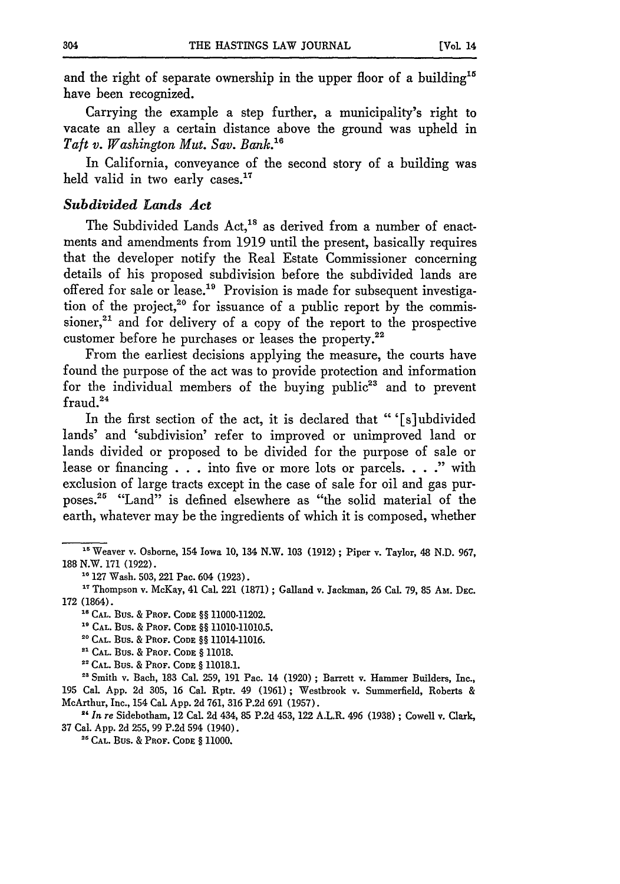and the right of separate ownership in the upper floor of a building[15] have been recognized.

Carrying the example a step further, a municipality's right to vacate an alley a certain distance above the ground was upheld in *Taft v. Washington Mut. Sav. Bank.*[16]

In California, conveyance of the second story of a building was held valid in two early cases.[17]

### *Subdivided Lands Act*

The Subdivided Lands Act,[18] as derived from a number of enactments and amendments from 1919 until the present, basically requires that the developer notify the Real Estate Commissioner concerning details of his proposed subdivision before the subdivided lands are offered for sale or lease.[19] Provision is made for subsequent investigation of the project,[20] for issuance of a public report by the commissioner,[21] and for delivery of a copy of the report to the prospective customer before he purchases or leases the property.[22]

From the earliest decisions applying the measure, the courts have found the purpose of the act was to provide protection and information for the individual members of the buying public[23] and to prevent fraud.[24]

In the first section of the act, it is declared that " '[s]ubdivided lands' and 'subdivision' refer to improved or unimproved land or lands divided or proposed to be divided for the purpose of sale or lease or financing . . . into five or more lots or parcels. . . ." with exclusion of large tracts except in the case of sale for oil and gas purposes.[25] "Land" is defined elsewhere as "the solid material of the earth, whatever may be the ingredients of which it is composed, whether

---

[15] Weaver v. Osborne, 154 Iowa 10, 134 N.W. 103 (1912); Piper v. Taylor, 48 N.D. 967, 188 N.W. 171 (1922).

[16] 127 Wash. 503, 221 Pac. 604 (1923).

[17] Thompson v. McKay, 41 Cal. 221 (1871); Galland v. Jackman, 26 Cal. 79, 85 Am. Dec. 172 (1864).

[18] Cal. Bus. & Prof. Code §§ 11000-11202.

[19] Cal. Bus. & Prof. Code §§ 11010-11010.5.

[20] Cal. Bus. & Prof. Code §§ 11014-11016.

[21] Cal. Bus. & Prof. Code § 11018.

[22] Cal. Bus. & Prof. Code § 11018.1.

[23] Smith v. Bach, 183 Cal. 259, 191 Pac. 14 (1920); Barrett v. Hammer Builders, Inc., 195 Cal. App. 2d 305, 16 Cal. Rptr. 49 (1961); Westbrook v. Summerfield, Roberts & McArthur, Inc., 154 Cal. App. 2d 761, 316 P.2d 691 (1957).

[24] *In re* Sidebotham, 12 Cal. 2d 434, 85 P.2d 453, 122 A.L.R. 496 (1938); Cowell v. Clark, 37 Cal. App. 2d 255, 99 P.2d 594 (1940).

[25] Cal. Bus. & Prof. Code § 11000.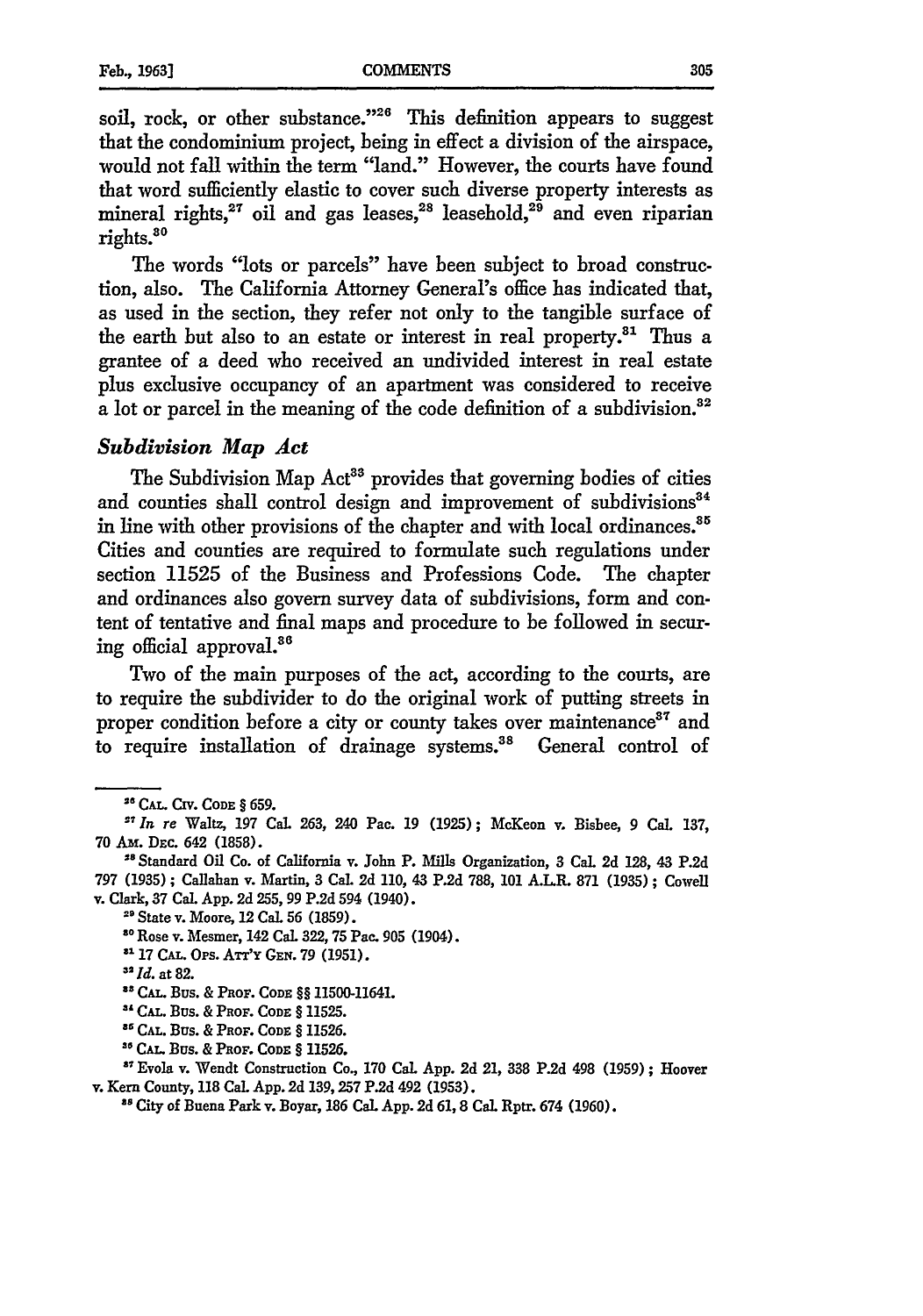soil, rock, or other substance."[26] This definition appears to suggest that the condominium project, being in effect a division of the airspace, would not fall within the term "land." However, the courts have found that word sufficiently elastic to cover such diverse property interests as mineral rights,[27] oil and gas leases,[28] leasehold,[29] and even riparian rights.[30]

The words "lots or parcels" have been subject to broad construction, also. The California Attorney General's office has indicated that, as used in the section, they refer not only to the tangible surface of the earth but also to an estate or interest in real property.[31] Thus a grantee of a deed who received an undivided interest in real estate plus exclusive occupancy of an apartment was considered to receive a lot or parcel in the meaning of the code definition of a subdivision.[32]

### *Subdivision Map Act*

The Subdivision Map Act[33] provides that governing bodies of cities and counties shall control design and improvement of subdivisions[34] in line with other provisions of the chapter and with local ordinances.[35] Cities and counties are required to formulate such regulations under section 11525 of the Business and Professions Code. The chapter and ordinances also govern survey data of subdivisions, form and content of tentative and final maps and procedure to be followed in securing official approval.[36]

Two of the main purposes of the act, according to the courts, are to require the subdivider to do the original work of putting streets in proper condition before a city or county takes over maintenance[37] and to require installation of drainage systems.[38] General control of

---

[26] CAL. CIV. CODE § 659.

[27] *In re* Waltz, 197 Cal. 263, 240 Pac. 19 (1925); McKeon v. Bisbee, 9 Cal. 137, 70 AM. DEC. 642 (1858).

[28] Standard Oil Co. of California v. John P. Mills Organization, 3 Cal. 2d 128, 43 P.2d 797 (1935); Callahan v. Martin, 3 Cal. 2d 110, 43 P.2d 788, 101 A.L.R. 871 (1935); Cowell v. Clark, 37 Cal. App. 2d 255, 99 P.2d 594 (1940).

[29] State v. Moore, 12 Cal. 56 (1859).

[30] Rose v. Mesmer, 142 Cal. 322, 75 Pac. 905 (1904).

[31] 17 CAL. OPS. ATT'Y GEN. 79 (1951).

[32] *Id.* at 82.

[33] CAL. BUS. & PROF. CODE §§ 11500-11641.

[34] CAL. BUS. & PROF. CODE § 11525.

[35] CAL. BUS. & PROF. CODE § 11526.

[36] CAL. BUS. & PROF. CODE § 11526.

[37] Evola v. Wendt Construction Co., 170 Cal. App. 2d 21, 338 P.2d 498 (1959); Hoover v. Kern County, 118 Cal. App. 2d 139, 257 P.2d 492 (1953).

[38] City of Buena Park v. Boyar, 186 Cal. App. 2d 61, 8 Cal. Rptr. 674 (1960).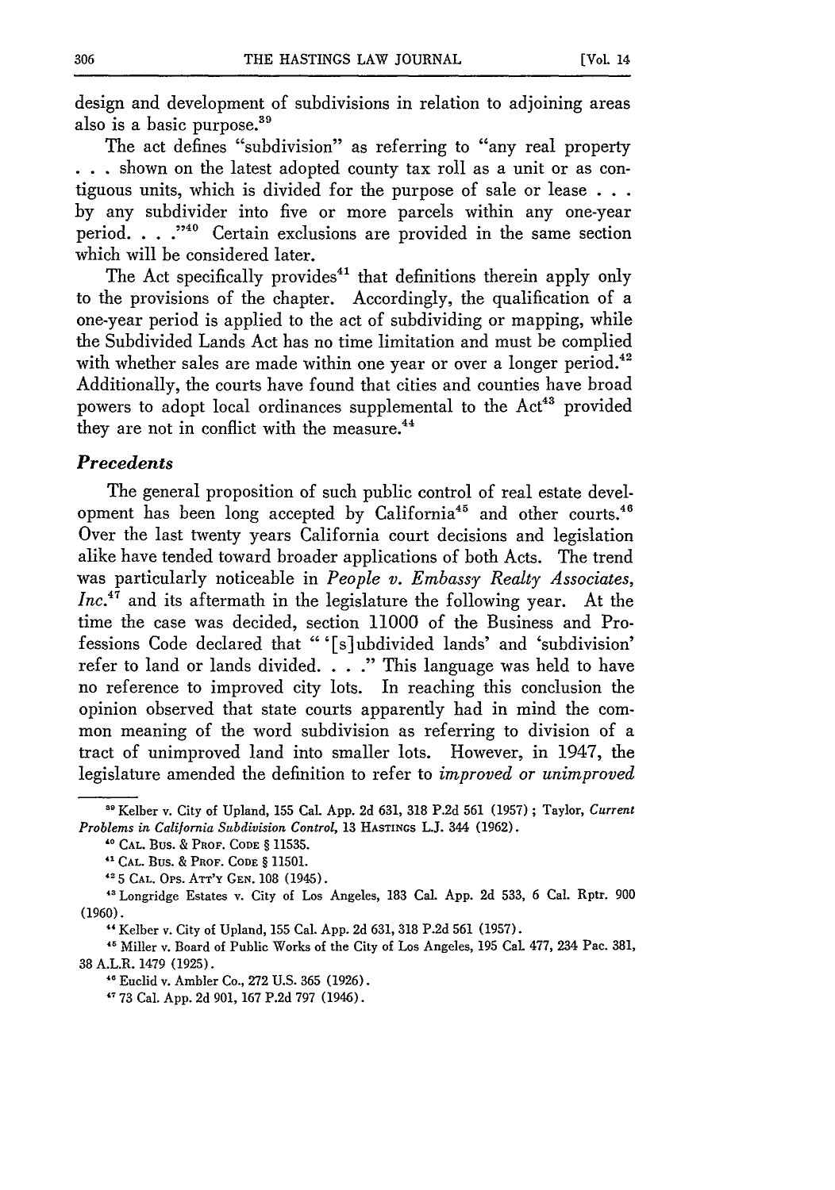design and development of subdivisions in relation to adjoining areas also is a basic purpose.[39]

The act defines "subdivision" as referring to "any real property . . . shown on the latest adopted county tax roll as a unit or as contiguous units, which is divided for the purpose of sale or lease . . . by any subdivider into five or more parcels within any one-year period. . . ."[40] Certain exclusions are provided in the same section which will be considered later.

The Act specifically provides[41] that definitions therein apply only to the provisions of the chapter. Accordingly, the qualification of a one-year period is applied to the act of subdividing or mapping, while the Subdivided Lands Act has no time limitation and must be complied with whether sales are made within one year or over a longer period.[42] Additionally, the courts have found that cities and counties have broad powers to adopt local ordinances supplemental to the Act[43] provided they are not in conflict with the measure.[44]

### *Precedents*

The general proposition of such public control of real estate development has been long accepted by California[45] and other courts.[46] Over the last twenty years California court decisions and legislation alike have tended toward broader applications of both Acts. The trend was particularly noticeable in *People v. Embassy Realty Associates, Inc.*[47] and its aftermath in the legislature the following year. At the time the case was decided, section 11000 of the Business and Professions Code declared that "'[s]ubdivided lands' and 'subdivision' refer to land or lands divided. . . ." This language was held to have no reference to improved city lots. In reaching this conclusion the opinion observed that state courts apparently had in mind the common meaning of the word subdivision as referring to division of a tract of unimproved land into smaller lots. However, in 1947, the legislature amended the definition to refer to *improved or unimproved*

---

[39] Kelber v. City of Upland, 155 Cal. App. 2d 631, 318 P.2d 561 (1957); Taylor, *Current Problems in California Subdivision Control*, 13 HASTINGS L.J. 344 (1962).

[40] CAL. BUS. & PROF. CODE § 11535.

[41] CAL. BUS. & PROF. CODE § 11501.

[42] 5 CAL. OPS. ATT'Y GEN. 108 (1945).

[43] Longridge Estates v. City of Los Angeles, 183 Cal. App. 2d 533, 6 Cal. Rptr. 900 (1960).

[44] Kelber v. City of Upland, 155 Cal. App. 2d 631, 318 P.2d 561 (1957).

[45] Miller v. Board of Public Works of the City of Los Angeles, 195 Cal. 477, 234 Pac. 381, 38 A.L.R. 1479 (1925).

[46] Euclid v. Ambler Co., 272 U.S. 365 (1926).

[47] 73 Cal. App. 2d 901, 167 P.2d 797 (1946).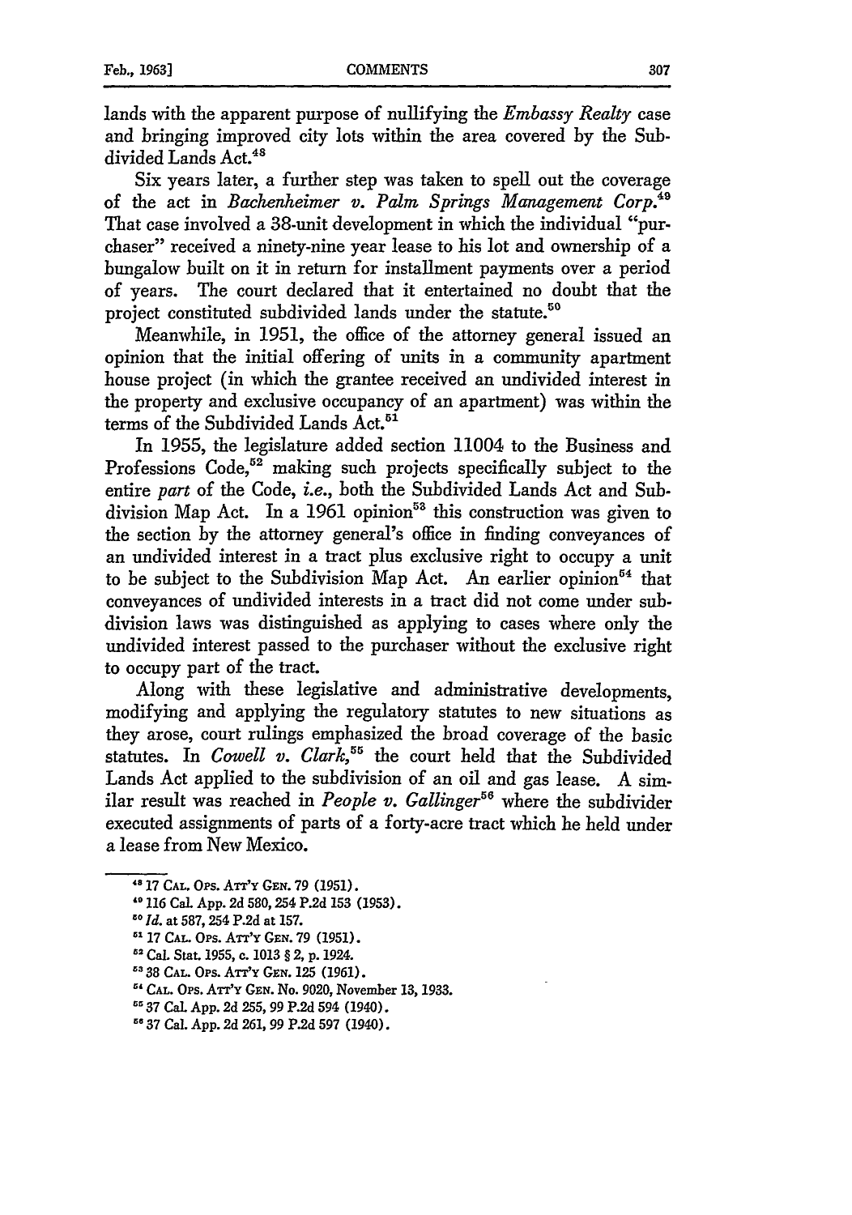lands with the apparent purpose of nullifying the *Embassy Realty* case and bringing improved city lots within the area covered by the Subdivided Lands Act.[48]

Six years later, a further step was taken to spell out the coverage of the act in *Bachenheimer v. Palm Springs Management Corp.*[49] That case involved a 38-unit development in which the individual "purchaser" received a ninety-nine year lease to his lot and ownership of a bungalow built on it in return for installment payments over a period of years. The court declared that it entertained no doubt that the project constituted subdivided lands under the statute.[50]

Meanwhile, in 1951, the office of the attorney general issued an opinion that the initial offering of units in a community apartment house project (in which the grantee received an undivided interest in the property and exclusive occupancy of an apartment) was within the terms of the Subdivided Lands Act.[51]

In 1955, the legislature added section 11004 to the Business and Professions Code,[52] making such projects specifically subject to the entire *part* of the Code, *i.e.*, both the Subdivided Lands Act and Subdivision Map Act. In a 1961 opinion[53] this construction was given to the section by the attorney general's office in finding conveyances of an undivided interest in a tract plus exclusive right to occupy a unit to be subject to the Subdivision Map Act. An earlier opinion[54] that conveyances of undivided interests in a tract did not come under subdivision laws was distinguished as applying to cases where only the undivided interest passed to the purchaser without the exclusive right to occupy part of the tract.

Along with these legislative and administrative developments, modifying and applying the regulatory statutes to new situations as they arose, court rulings emphasized the broad coverage of the basic statutes. In *Cowell v. Clark*,[55] the court held that the Subdivided Lands Act applied to the subdivision of an oil and gas lease. A similar result was reached in *People v. Gallinger*[56] where the subdivider executed assignments of parts of a forty-acre tract which he held under a lease from New Mexico.

---

[48] 17 CAL. OPS. ATT'Y GEN. 79 (1951).

[49] 116 Cal. App. 2d 580, 254 P.2d 153 (1953).

[50] *Id.* at 587, 254 P.2d at 157.

[51] 17 CAL. OPS. ATT'Y GEN. 79 (1951).

[52] Cal. Stat. 1955, c. 1013 § 2, p. 1924.

[53] 38 CAL. OPS. ATT'Y GEN. 125 (1961).

[54] CAL. OPS. ATT'Y GEN. No. 9020, November 13, 1933.

[55] 37 Cal. App. 2d 255, 99 P.2d 594 (1940).

[56] 37 Cal. App. 2d 261, 99 P.2d 597 (1940).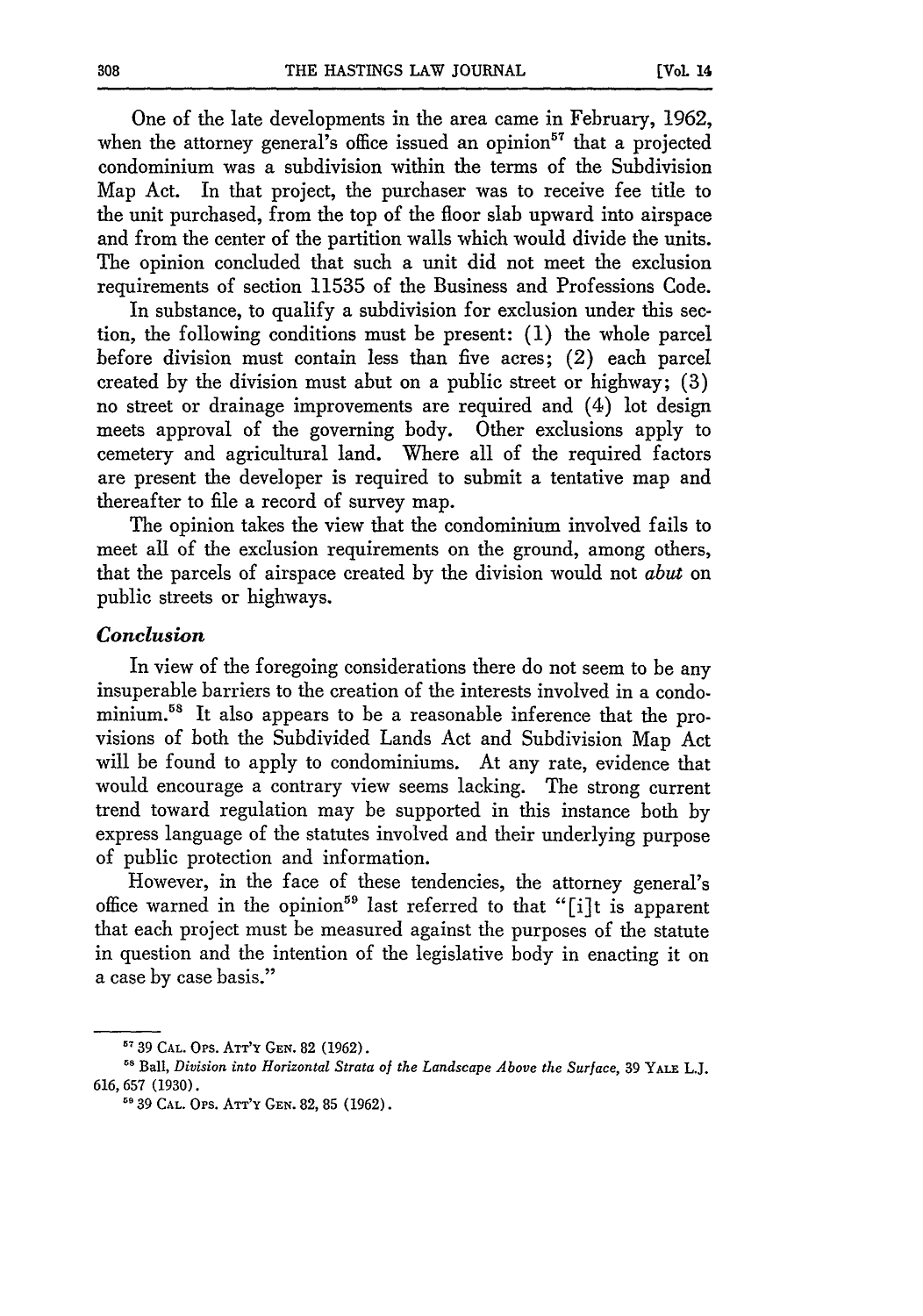One of the late developments in the area came in February, 1962, when the attorney general's office issued an opinion[57] that a projected condominium was a subdivision within the terms of the Subdivision Map Act. In that project, the purchaser was to receive fee title to the unit purchased, from the top of the floor slab upward into airspace and from the center of the partition walls which would divide the units. The opinion concluded that such a unit did not meet the exclusion requirements of section 11535 of the Business and Professions Code.

In substance, to qualify a subdivision for exclusion under this section, the following conditions must be present: (1) the whole parcel before division must contain less than five acres; (2) each parcel created by the division must abut on a public street or highway; (3) no street or drainage improvements are required and (4) lot design meets approval of the governing body. Other exclusions apply to cemetery and agricultural land. Where all of the required factors are present the developer is required to submit a tentative map and thereafter to file a record of survey map.

The opinion takes the view that the condominium involved fails to meet all of the exclusion requirements on the ground, among others, that the parcels of airspace created by the division would not *abut* on public streets or highways.

### *Conclusion*

In view of the foregoing considerations there do not seem to be any insuperable barriers to the creation of the interests involved in a condominium.[58] It also appears to be a reasonable inference that the provisions of both the Subdivided Lands Act and Subdivision Map Act will be found to apply to condominiums. At any rate, evidence that would encourage a contrary view seems lacking. The strong current trend toward regulation may be supported in this instance both by express language of the statutes involved and their underlying purpose of public protection and information.

However, in the face of these tendencies, the attorney general's office warned in the opinion[59] last referred to that "[i]t is apparent that each project must be measured against the purposes of the statute in question and the intention of the legislative body in enacting it on a case by case basis."

---

[57] 39 CAL. OPS. ATT'Y GEN. 82 (1962).

[58] Ball, *Division into Horizontal Strata of the Landscape Above the Surface*, 39 YALE L.J. 616, 657 (1930).

[59] 39 CAL. OPS. ATT'Y GEN. 82, 85 (1962).